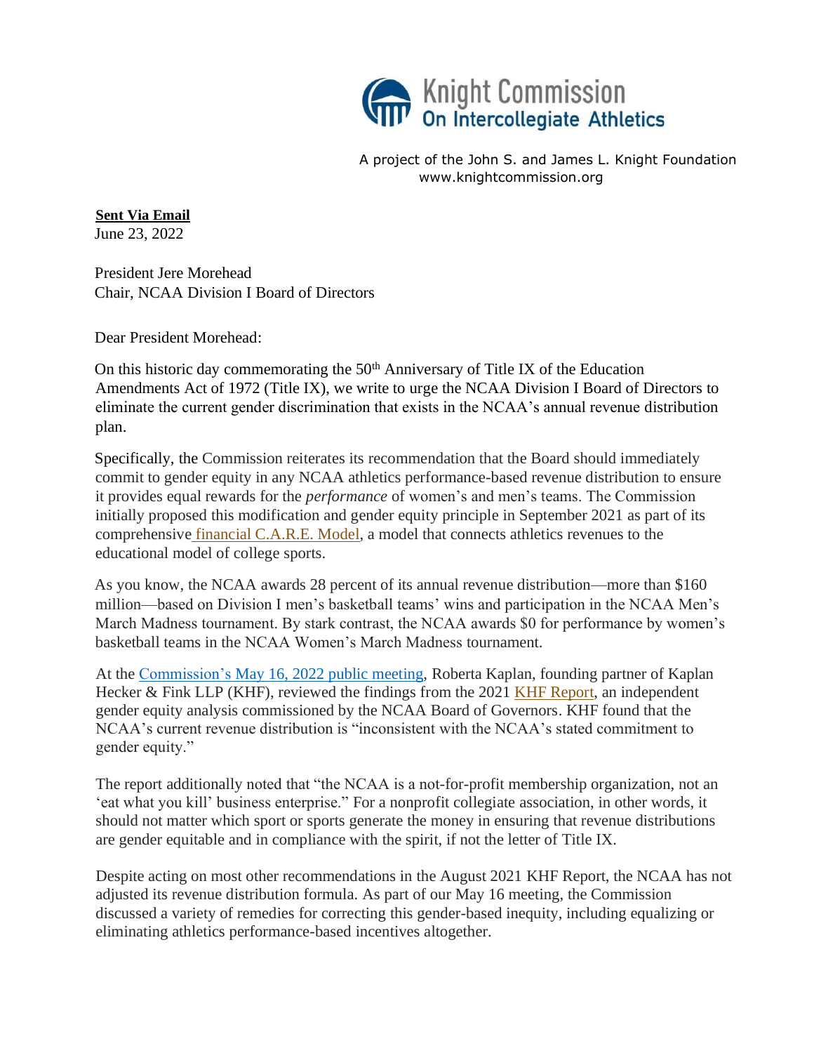Knight Commission On Intercollegiate Athletics

A project of the John S. and James L. Knight Foundation
www.knightcommission.org

**Sent Via Email**
June 23, 2022

President Jere Morehead
Chair, NCAA Division I Board of Directors

Dear President Morehead:

On this historic day commemorating the 50th Anniversary of Title IX of the Education Amendments Act of 1972 (Title IX), we write to urge the NCAA Division I Board of Directors to eliminate the current gender discrimination that exists in the NCAA's annual revenue distribution plan.

Specifically, the Commission reiterates its recommendation that the Board should immediately commit to gender equity in any NCAA athletics performance-based revenue distribution to ensure it provides equal rewards for the *performance* of women's and men's teams. The Commission initially proposed this modification and gender equity principle in September 2021 as part of its comprehensive financial C.A.R.E. Model, a model that connects athletics revenues to the educational model of college sports.

As you know, the NCAA awards 28 percent of its annual revenue distribution—more than $160 million—based on Division I men's basketball teams' wins and participation in the NCAA Men's March Madness tournament. By stark contrast, the NCAA awards $0 for performance by women's basketball teams in the NCAA Women's March Madness tournament.

At the Commission's May 16, 2022 public meeting, Roberta Kaplan, founding partner of Kaplan Hecker & Fink LLP (KHF), reviewed the findings from the 2021 KHF Report, an independent gender equity analysis commissioned by the NCAA Board of Governors. KHF found that the NCAA's current revenue distribution is "inconsistent with the NCAA's stated commitment to gender equity."

The report additionally noted that "the NCAA is a not-for-profit membership organization, not an 'eat what you kill' business enterprise." For a nonprofit collegiate association, in other words, it should not matter which sport or sports generate the money in ensuring that revenue distributions are gender equitable and in compliance with the spirit, if not the letter of Title IX.

Despite acting on most other recommendations in the August 2021 KHF Report, the NCAA has not adjusted its revenue distribution formula. As part of our May 16 meeting, the Commission discussed a variety of remedies for correcting this gender-based inequity, including equalizing or eliminating athletics performance-based incentives altogether.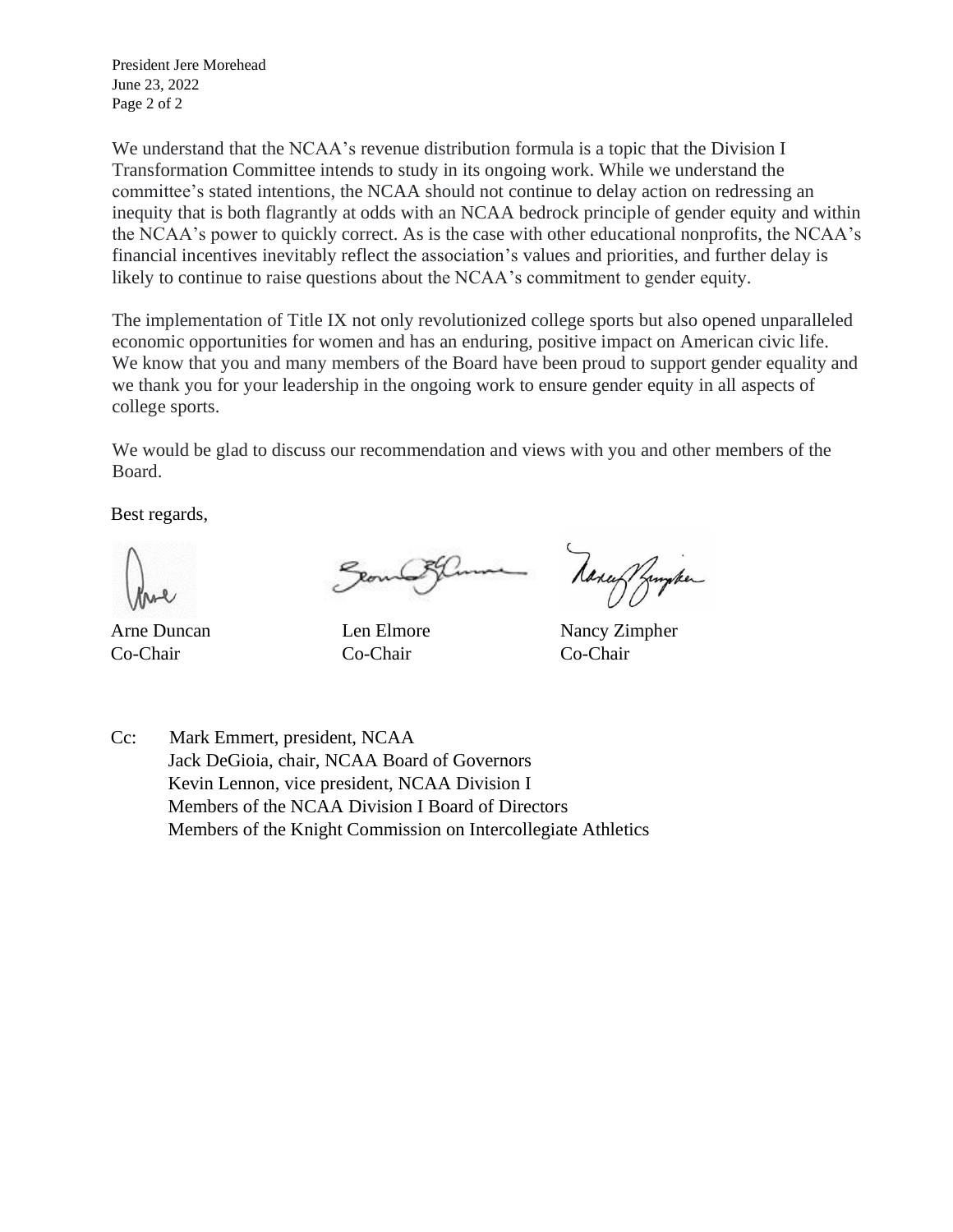We understand that the NCAA's revenue distribution formula is a topic that the Division I Transformation Committee intends to study in its ongoing work. While we understand the committee's stated intentions, the NCAA should not continue to delay action on redressing an inequity that is both flagrantly at odds with an NCAA bedrock principle of gender equity and within the NCAA's power to quickly correct. As is the case with other educational nonprofits, the NCAA's financial incentives inevitably reflect the association's values and priorities, and further delay is likely to continue to raise questions about the NCAA's commitment to gender equity.

The implementation of Title IX not only revolutionized college sports but also opened unparalleled economic opportunities for women and has an enduring, positive impact on American civic life. We know that you and many members of the Board have been proud to support gender equality and we thank you for your leadership in the ongoing work to ensure gender equity in all aspects of college sports.

We would be glad to discuss our recommendation and views with you and other members of the Board.

Best regards,

Arne Duncan
Co-Chair

Len Elmore
Co-Chair

Nancy Zimpher
Co-Chair

Cc: Mark Emmert, president, NCAA
Jack DeGioia, chair, NCAA Board of Governors
Kevin Lennon, vice president, NCAA Division I
Members of the NCAA Division I Board of Directors
Members of the Knight Commission on Intercollegiate Athletics